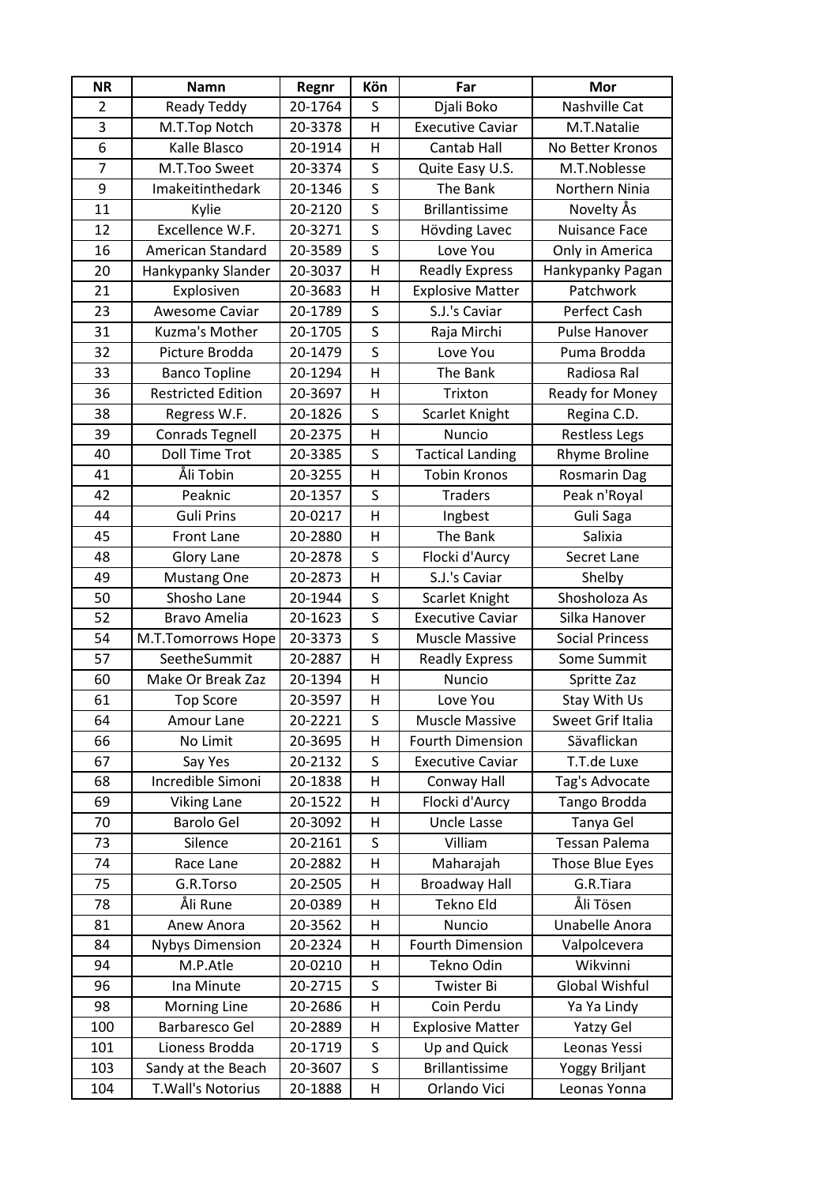| NR | Namn | Regnr | Kön | Far | Mor |
|---|---|---|---|---|---|
| 2 | Ready Teddy | 20-1764 | S | Djali Boko | Nashville Cat |
| 3 | M.T.Top Notch | 20-3378 | H | Executive Caviar | M.T.Natalie |
| 6 | Kalle Blasco | 20-1914 | H | Cantab Hall | No Better Kronos |
| 7 | M.T.Too Sweet | 20-3374 | S | Quite Easy U.S. | M.T.Noblesse |
| 9 | Imakeitinthedark | 20-1346 | S | The Bank | Northern Ninia |
| 11 | Kylie | 20-2120 | S | Brillantissime | Novelty Ås |
| 12 | Excellence W.F. | 20-3271 | S | Hövding Lavec | Nuisance Face |
| 16 | American Standard | 20-3589 | S | Love You | Only in America |
| 20 | Hankypanky Slander | 20-3037 | H | Readly Express | Hankypanky Pagan |
| 21 | Explosiven | 20-3683 | H | Explosive Matter | Patchwork |
| 23 | Awesome Caviar | 20-1789 | S | S.J.'s Caviar | Perfect Cash |
| 31 | Kuzma's Mother | 20-1705 | S | Raja Mirchi | Pulse Hanover |
| 32 | Picture Brodda | 20-1479 | S | Love You | Puma Brodda |
| 33 | Banco Topline | 20-1294 | H | The Bank | Radiosa Ral |
| 36 | Restricted Edition | 20-3697 | H | Trixton | Ready for Money |
| 38 | Regress W.F. | 20-1826 | S | Scarlet Knight | Regina C.D. |
| 39 | Conrads Tegnell | 20-2375 | H | Nuncio | Restless Legs |
| 40 | Doll Time Trot | 20-3385 | S | Tactical Landing | Rhyme Broline |
| 41 | Åli Tobin | 20-3255 | H | Tobin Kronos | Rosmarin Dag |
| 42 | Peaknic | 20-1357 | S | Traders | Peak n'Royal |
| 44 | Guli Prins | 20-0217 | H | Ingbest | Guli Saga |
| 45 | Front Lane | 20-2880 | H | The Bank | Salixia |
| 48 | Glory Lane | 20-2878 | S | Flocki d'Aurcy | Secret Lane |
| 49 | Mustang One | 20-2873 | H | S.J.'s Caviar | Shelby |
| 50 | Shosho Lane | 20-1944 | S | Scarlet Knight | Shosholoza As |
| 52 | Bravo Amelia | 20-1623 | S | Executive Caviar | Silka Hanover |
| 54 | M.T.Tomorrows Hope | 20-3373 | S | Muscle Massive | Social Princess |
| 57 | SeetheSummit | 20-2887 | H | Readly Express | Some Summit |
| 60 | Make Or Break Zaz | 20-1394 | H | Nuncio | Spritte Zaz |
| 61 | Top Score | 20-3597 | H | Love You | Stay With Us |
| 64 | Amour Lane | 20-2221 | S | Muscle Massive | Sweet Grif Italia |
| 66 | No Limit | 20-3695 | H | Fourth Dimension | Sävaflickan |
| 67 | Say Yes | 20-2132 | S | Executive Caviar | T.T.de Luxe |
| 68 | Incredible Simoni | 20-1838 | H | Conway Hall | Tag's Advocate |
| 69 | Viking Lane | 20-1522 | H | Flocki d'Aurcy | Tango Brodda |
| 70 | Barolo Gel | 20-3092 | H | Uncle Lasse | Tanya Gel |
| 73 | Silence | 20-2161 | S | Villiam | Tessan Palema |
| 74 | Race Lane | 20-2882 | H | Maharajah | Those Blue Eyes |
| 75 | G.R.Torso | 20-2505 | H | Broadway Hall | G.R.Tiara |
| 78 | Åli Rune | 20-0389 | H | Tekno Eld | Åli Tösen |
| 81 | Anew Anora | 20-3562 | H | Nuncio | Unabelle Anora |
| 84 | Nybys Dimension | 20-2324 | H | Fourth Dimension | Valpolcevera |
| 94 | M.P.Atle | 20-0210 | H | Tekno Odin | Wikvinni |
| 96 | Ina Minute | 20-2715 | S | Twister Bi | Global Wishful |
| 98 | Morning Line | 20-2686 | H | Coin Perdu | Ya Ya Lindy |
| 100 | Barbaresco Gel | 20-2889 | H | Explosive Matter | Yatzy Gel |
| 101 | Lioness Brodda | 20-1719 | S | Up and Quick | Leonas Yessi |
| 103 | Sandy at the Beach | 20-3607 | S | Brillantissime | Yoggy Briljant |
| 104 | T.Wall's Notorius | 20-1888 | H | Orlando Vici | Leonas Yonna |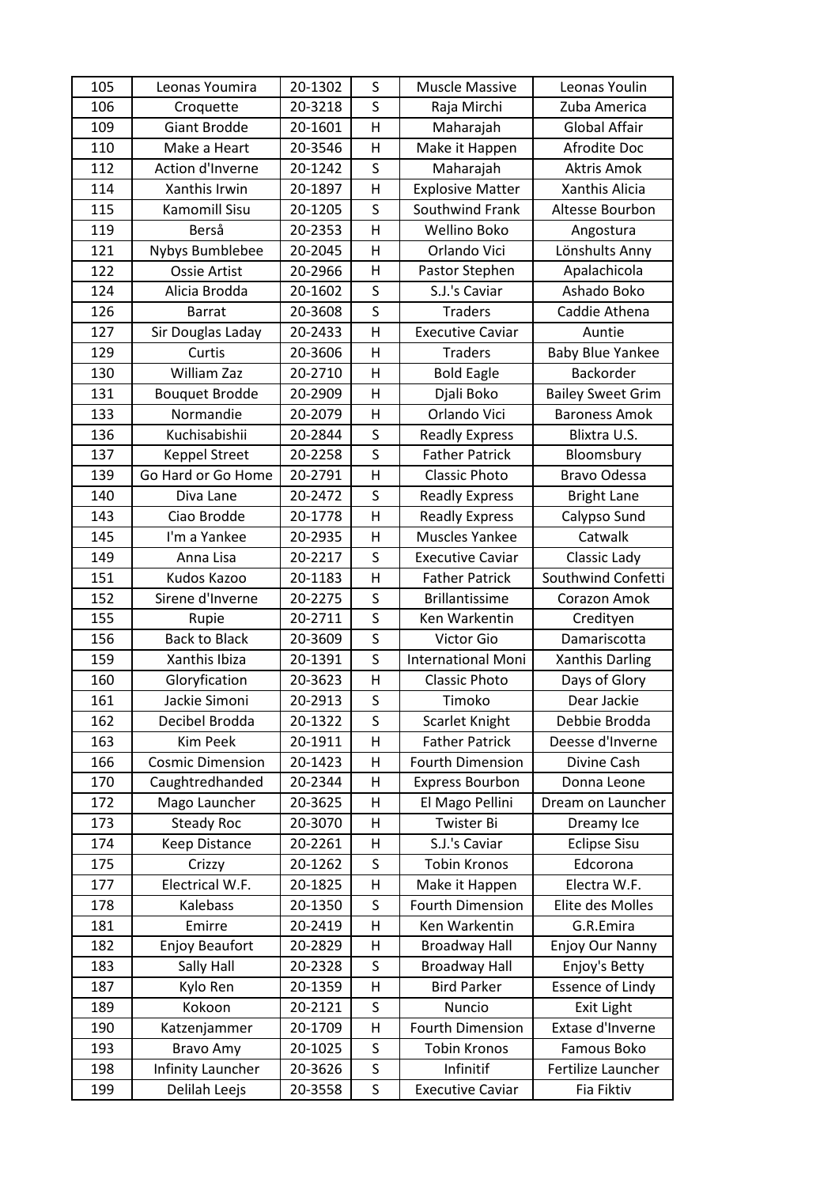| 105 | Leonas Youmira | 20-1302 | S | Muscle Massive | Leonas Youlin |
|---|---|---|---|---|---|
| 106 | Croquette | 20-3218 | S | Raja Mirchi | Zuba America |
| 109 | Giant Brodde | 20-1601 | H | Maharajah | Global Affair |
| 110 | Make a Heart | 20-3546 | H | Make it Happen | Afrodite Doc |
| 112 | Action d'Inverne | 20-1242 | S | Maharajah | Aktris Amok |
| 114 | Xanthis Irwin | 20-1897 | H | Explosive Matter | Xanthis Alicia |
| 115 | Kamomill Sisu | 20-1205 | S | Southwind Frank | Altesse Bourbon |
| 119 | Berså | 20-2353 | H | Wellino Boko | Angostura |
| 121 | Nybys Bumblebee | 20-2045 | H | Orlando Vici | Lönshults Anny |
| 122 | Ossie Artist | 20-2966 | H | Pastor Stephen | Apalachicola |
| 124 | Alicia Brodda | 20-1602 | S | S.J.'s Caviar | Ashado Boko |
| 126 | Barrat | 20-3608 | S | Traders | Caddie Athena |
| 127 | Sir Douglas Laday | 20-2433 | H | Executive Caviar | Auntie |
| 129 | Curtis | 20-3606 | H | Traders | Baby Blue Yankee |
| 130 | William Zaz | 20-2710 | H | Bold Eagle | Backorder |
| 131 | Bouquet Brodde | 20-2909 | H | Djali Boko | Bailey Sweet Grim |
| 133 | Normandie | 20-2079 | H | Orlando Vici | Baroness Amok |
| 136 | Kuchisabishii | 20-2844 | S | Readly Express | Blixtra U.S. |
| 137 | Keppel Street | 20-2258 | S | Father Patrick | Bloomsbury |
| 139 | Go Hard or Go Home | 20-2791 | H | Classic Photo | Bravo Odessa |
| 140 | Diva Lane | 20-2472 | S | Readly Express | Bright Lane |
| 143 | Ciao Brodde | 20-1778 | H | Readly Express | Calypso Sund |
| 145 | I'm a Yankee | 20-2935 | H | Muscles Yankee | Catwalk |
| 149 | Anna Lisa | 20-2217 | S | Executive Caviar | Classic Lady |
| 151 | Kudos Kazoo | 20-1183 | H | Father Patrick | Southwind Confetti |
| 152 | Sirene d'Inverne | 20-2275 | S | Brillantissime | Corazon Amok |
| 155 | Rupie | 20-2711 | S | Ken Warkentin | Credityen |
| 156 | Back to Black | 20-3609 | S | Victor Gio | Damariscotta |
| 159 | Xanthis Ibiza | 20-1391 | S | International Moni | Xanthis Darling |
| 160 | Gloryfication | 20-3623 | H | Classic Photo | Days of Glory |
| 161 | Jackie Simoni | 20-2913 | S | Timoko | Dear Jackie |
| 162 | Decibel Brodda | 20-1322 | S | Scarlet Knight | Debbie Brodda |
| 163 | Kim Peek | 20-1911 | H | Father Patrick | Deesse d'Inverne |
| 166 | Cosmic Dimension | 20-1423 | H | Fourth Dimension | Divine Cash |
| 170 | Caughtredhanded | 20-2344 | H | Express Bourbon | Donna Leone |
| 172 | Mago Launcher | 20-3625 | H | El Mago Pellini | Dream on Launcher |
| 173 | Steady Roc | 20-3070 | H | Twister Bi | Dreamy Ice |
| 174 | Keep Distance | 20-2261 | H | S.J.'s Caviar | Eclipse Sisu |
| 175 | Crizzy | 20-1262 | S | Tobin Kronos | Edcorona |
| 177 | Electrical W.F. | 20-1825 | H | Make it Happen | Electra W.F. |
| 178 | Kalebass | 20-1350 | S | Fourth Dimension | Elite des Molles |
| 181 | Emirre | 20-2419 | H | Ken Warkentin | G.R.Emira |
| 182 | Enjoy Beaufort | 20-2829 | H | Broadway Hall | Enjoy Our Nanny |
| 183 | Sally Hall | 20-2328 | S | Broadway Hall | Enjoy's Betty |
| 187 | Kylo Ren | 20-1359 | H | Bird Parker | Essence of Lindy |
| 189 | Kokoon | 20-2121 | S | Nuncio | Exit Light |
| 190 | Katzenjammer | 20-1709 | H | Fourth Dimension | Extase d'Inverne |
| 193 | Bravo Amy | 20-1025 | S | Tobin Kronos | Famous Boko |
| 198 | Infinity Launcher | 20-3626 | S | Infinitif | Fertilize Launcher |
| 199 | Delilah Leejs | 20-3558 | S | Executive Caviar | Fia Fiktiv |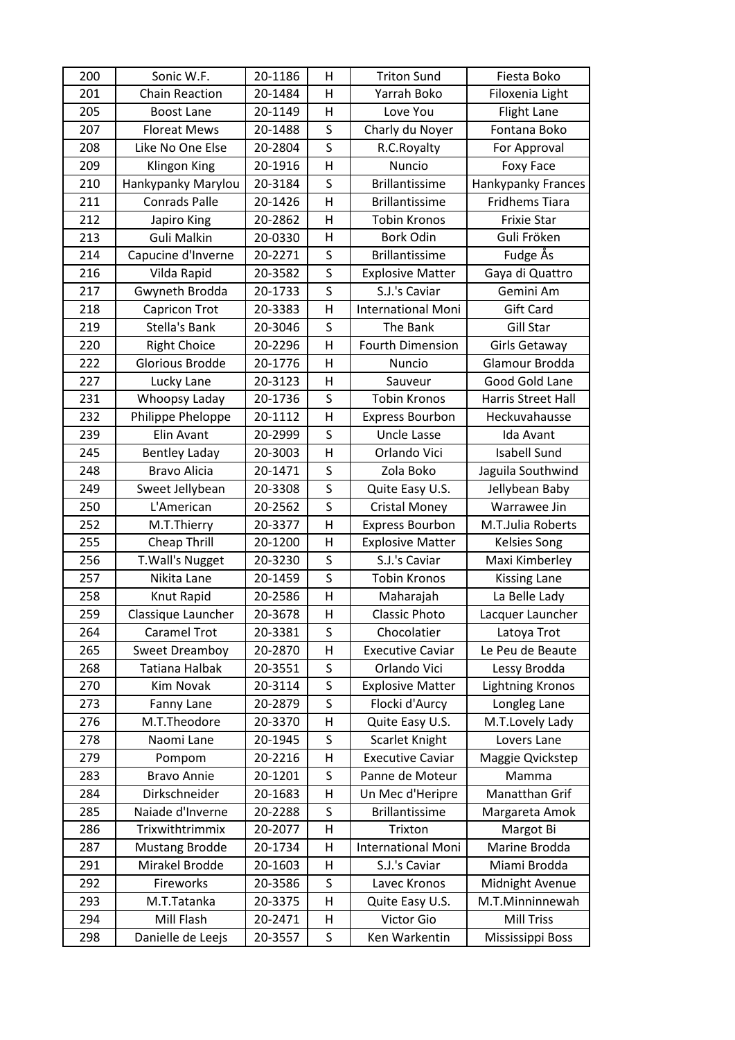| | | | | | |
|---|---|---|---|---|---|
| 200 | Sonic W.F. | 20-1186 | H | Triton Sund | Fiesta Boko |
| 201 | Chain Reaction | 20-1484 | H | Yarrah Boko | Filoxenia Light |
| 205 | Boost Lane | 20-1149 | H | Love You | Flight Lane |
| 207 | Floreat Mews | 20-1488 | S | Charly du Noyer | Fontana Boko |
| 208 | Like No One Else | 20-2804 | S | R.C.Royalty | For Approval |
| 209 | Klingon King | 20-1916 | H | Nuncio | Foxy Face |
| 210 | Hankypanky Marylou | 20-3184 | S | Brillantissime | Hankypanky Frances |
| 211 | Conrads Palle | 20-1426 | H | Brillantissime | Fridhems Tiara |
| 212 | Japiro King | 20-2862 | H | Tobin Kronos | Frixie Star |
| 213 | Guli Malkin | 20-0330 | H | Bork Odin | Guli Fröken |
| 214 | Capucine d'Inverne | 20-2271 | S | Brillantissime | Fudge Ås |
| 216 | Vilda Rapid | 20-3582 | S | Explosive Matter | Gaya di Quattro |
| 217 | Gwyneth Brodda | 20-1733 | S | S.J.'s Caviar | Gemini Am |
| 218 | Capricon Trot | 20-3383 | H | International Moni | Gift Card |
| 219 | Stella's Bank | 20-3046 | S | The Bank | Gill Star |
| 220 | Right Choice | 20-2296 | H | Fourth Dimension | Girls Getaway |
| 222 | Glorious Brodde | 20-1776 | H | Nuncio | Glamour Brodda |
| 227 | Lucky Lane | 20-3123 | H | Sauveur | Good Gold Lane |
| 231 | Whoopsy Laday | 20-1736 | S | Tobin Kronos | Harris Street Hall |
| 232 | Philippe Pheloppe | 20-1112 | H | Express Bourbon | Heckuvahausse |
| 239 | Elin Avant | 20-2999 | S | Uncle Lasse | Ida Avant |
| 245 | Bentley Laday | 20-3003 | H | Orlando Vici | Isabell Sund |
| 248 | Bravo Alicia | 20-1471 | S | Zola Boko | Jaguila Southwind |
| 249 | Sweet Jellybean | 20-3308 | S | Quite Easy U.S. | Jellybean Baby |
| 250 | L'American | 20-2562 | S | Cristal Money | Warrawee Jin |
| 252 | M.T.Thierry | 20-3377 | H | Express Bourbon | M.T.Julia Roberts |
| 255 | Cheap Thrill | 20-1200 | H | Explosive Matter | Kelsies Song |
| 256 | T.Wall's Nugget | 20-3230 | S | S.J.'s Caviar | Maxi Kimberley |
| 257 | Nikita Lane | 20-1459 | S | Tobin Kronos | Kissing Lane |
| 258 | Knut Rapid | 20-2586 | H | Maharajah | La Belle Lady |
| 259 | Classique Launcher | 20-3678 | H | Classic Photo | Lacquer Launcher |
| 264 | Caramel Trot | 20-3381 | S | Chocolatier | Latoya Trot |
| 265 | Sweet Dreamboy | 20-2870 | H | Executive Caviar | Le Peu de Beaute |
| 268 | Tatiana Halbak | 20-3551 | S | Orlando Vici | Lessy Brodda |
| 270 | Kim Novak | 20-3114 | S | Explosive Matter | Lightning Kronos |
| 273 | Fanny Lane | 20-2879 | S | Flocki d'Aurcy | Longleg Lane |
| 276 | M.T.Theodore | 20-3370 | H | Quite Easy U.S. | M.T.Lovely Lady |
| 278 | Naomi Lane | 20-1945 | S | Scarlet Knight | Lovers Lane |
| 279 | Pompom | 20-2216 | H | Executive Caviar | Maggie Qvickstep |
| 283 | Bravo Annie | 20-1201 | S | Panne de Moteur | Mamma |
| 284 | Dirkschneider | 20-1683 | H | Un Mec d'Heripre | Manatthan Grif |
| 285 | Naiade d'Inverne | 20-2288 | S | Brillantissime | Margareta Amok |
| 286 | Trixwithtrimmix | 20-2077 | H | Trixton | Margot Bi |
| 287 | Mustang Brodde | 20-1734 | H | International Moni | Marine Brodda |
| 291 | Mirakel Brodde | 20-1603 | H | S.J.'s Caviar | Miami Brodda |
| 292 | Fireworks | 20-3586 | S | Lavec Kronos | Midnight Avenue |
| 293 | M.T.Tatanka | 20-3375 | H | Quite Easy U.S. | M.T.Minninnewah |
| 294 | Mill Flash | 20-2471 | H | Victor Gio | Mill Triss |
| 298 | Danielle de Leejs | 20-3557 | S | Ken Warkentin | Mississippi Boss |